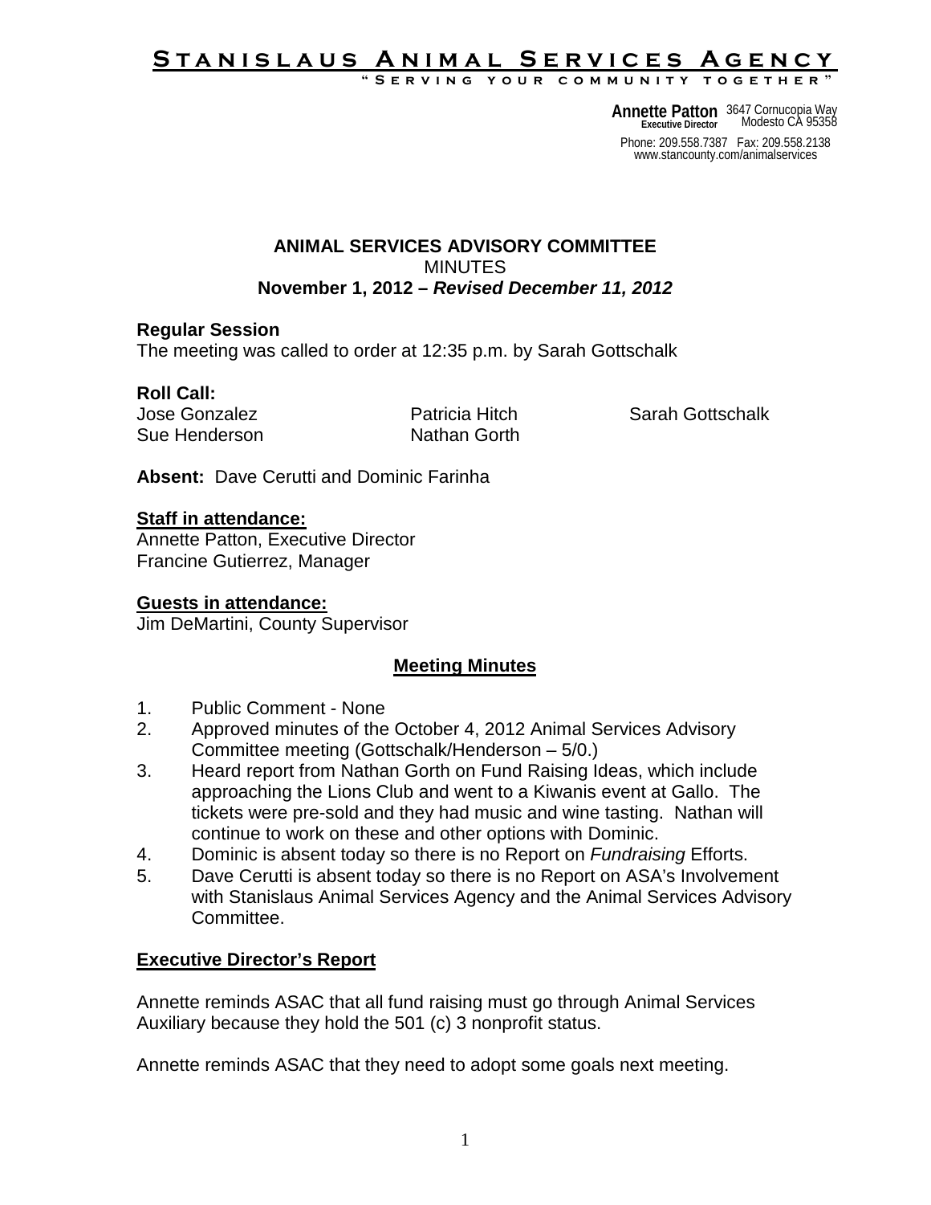# Stanislaus Animal Services Agency

"Serving your community together"

**Annette Patton**
**Executive Director**
3647 Cornucopia Way
Modesto CA 95358

Phone: 209.558.7387 Fax: 209.558.2138
www.stancounty.com/animalservices

**ANIMAL SERVICES ADVISORY COMMITTEE**
MINUTES
**November 1, 2012 – *Revised December 11, 2012***

**Regular Session**
The meeting was called to order at 12:35 p.m. by Sarah Gottschalk

**Roll Call:**
Jose Gonzalez
Patricia Hitch
Sarah Gottschalk
Sue Henderson
Nathan Gorth

**Absent:** Dave Cerutti and Dominic Farinha

**Staff in attendance:**
Annette Patton, Executive Director
Francine Gutierrez, Manager

**Guests in attendance:**
Jim DeMartini, County Supervisor

## Meeting Minutes

1. Public Comment - None
2. Approved minutes of the October 4, 2012 Animal Services Advisory Committee meeting (Gottschalk/Henderson – 5/0.)
3. Heard report from Nathan Gorth on Fund Raising Ideas, which include approaching the Lions Club and went to a Kiwanis event at Gallo. The tickets were pre-sold and they had music and wine tasting. Nathan will continue to work on these and other options with Dominic.
4. Dominic is absent today so there is no Report on *Fundraising* Efforts.
5. Dave Cerutti is absent today so there is no Report on ASA's Involvement with Stanislaus Animal Services Agency and the Animal Services Advisory Committee.

## Executive Director's Report

Annette reminds ASAC that all fund raising must go through Animal Services Auxiliary because they hold the 501 (c) 3 nonprofit status.

Annette reminds ASAC that they need to adopt some goals next meeting.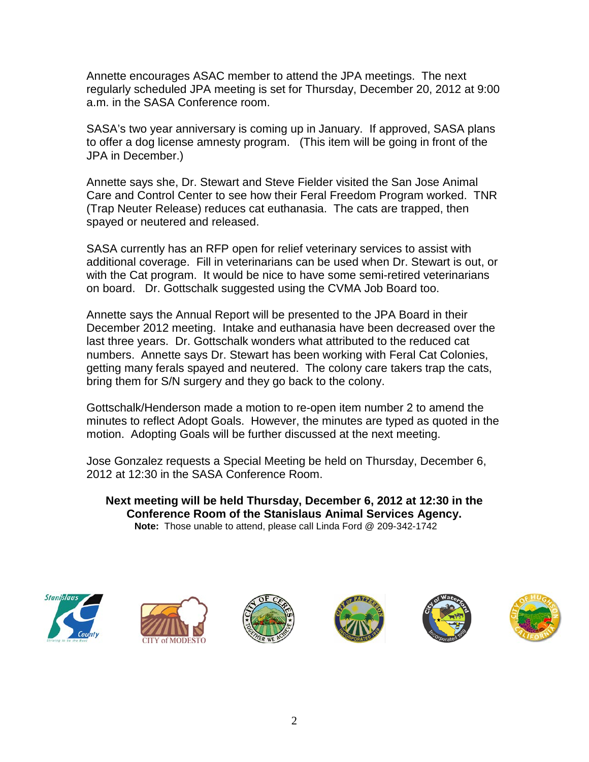Annette encourages ASAC member to attend the JPA meetings. The next regularly scheduled JPA meeting is set for Thursday, December 20, 2012 at 9:00 a.m. in the SASA Conference room.

SASA's two year anniversary is coming up in January. If approved, SASA plans to offer a dog license amnesty program. (This item will be going in front of the JPA in December.)

Annette says she, Dr. Stewart and Steve Fielder visited the San Jose Animal Care and Control Center to see how their Feral Freedom Program worked. TNR (Trap Neuter Release) reduces cat euthanasia. The cats are trapped, then spayed or neutered and released.

SASA currently has an RFP open for relief veterinary services to assist with additional coverage. Fill in veterinarians can be used when Dr. Stewart is out, or with the Cat program. It would be nice to have some semi-retired veterinarians on board. Dr. Gottschalk suggested using the CVMA Job Board too.

Annette says the Annual Report will be presented to the JPA Board in their December 2012 meeting. Intake and euthanasia have been decreased over the last three years. Dr. Gottschalk wonders what attributed to the reduced cat numbers. Annette says Dr. Stewart has been working with Feral Cat Colonies, getting many ferals spayed and neutered. The colony care takers trap the cats, bring them for S/N surgery and they go back to the colony.

Gottschalk/Henderson made a motion to re-open item number 2 to amend the minutes to reflect Adopt Goals. However, the minutes are typed as quoted in the motion. Adopting Goals will be further discussed at the next meeting.

Jose Gonzalez requests a Special Meeting be held on Thursday, December 6, 2012 at 12:30 in the SASA Conference Room.

**Next meeting will be held Thursday, December 6, 2012 at 12:30 in the Conference Room of the Stanislaus Animal Services Agency.**

**Note:** Those unable to attend, please call Linda Ford @ 209-342-1742